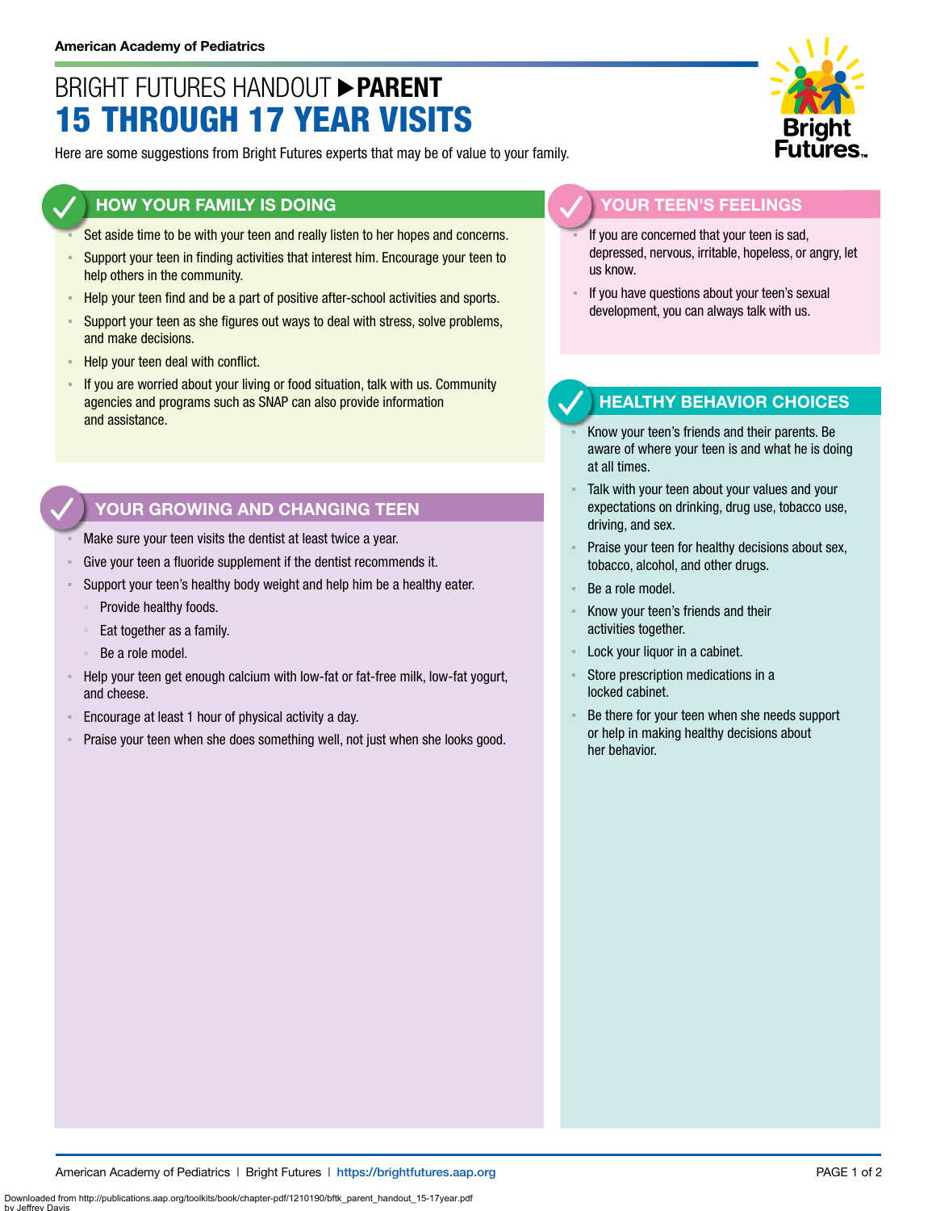American Academy of Pediatrics

# BRIGHT FUTURES HANDOUT ▶ PARENT
# 15 THROUGH 17 YEAR VISITS

Here are some suggestions from Bright Futures experts that may be of value to your family.

## HOW YOUR FAMILY IS DOING

- Set aside time to be with your teen and really listen to her hopes and concerns.
- Support your teen in finding activities that interest him. Encourage your teen to help others in the community.
- Help your teen find and be a part of positive after-school activities and sports.
- Support your teen as she figures out ways to deal with stress, solve problems, and make decisions.
- Help your teen deal with conflict.
- If you are worried about your living or food situation, talk with us. Community agencies and programs such as SNAP can also provide information and assistance.

## YOUR GROWING AND CHANGING TEEN

- Make sure your teen visits the dentist at least twice a year.
- Give your teen a fluoride supplement if the dentist recommends it.
- Support your teen's healthy body weight and help him be a healthy eater.
  - Provide healthy foods.
  - Eat together as a family.
  - Be a role model.
- Help your teen get enough calcium with low-fat or fat-free milk, low-fat yogurt, and cheese.
- Encourage at least 1 hour of physical activity a day.
- Praise your teen when she does something well, not just when she looks good.

## YOUR TEEN'S FEELINGS

- If you are concerned that your teen is sad, depressed, nervous, irritable, hopeless, or angry, let us know.
- If you have questions about your teen's sexual development, you can always talk with us.

## HEALTHY BEHAVIOR CHOICES

- Know your teen's friends and their parents. Be aware of where your teen is and what he is doing at all times.
- Talk with your teen about your values and your expectations on drinking, drug use, tobacco use, driving, and sex.
- Praise your teen for healthy decisions about sex, tobacco, alcohol, and other drugs.
- Be a role model.
- Know your teen's friends and their activities together.
- Lock your liquor in a cabinet.
- Store prescription medications in a locked cabinet.
- Be there for your teen when she needs support or help in making healthy decisions about her behavior.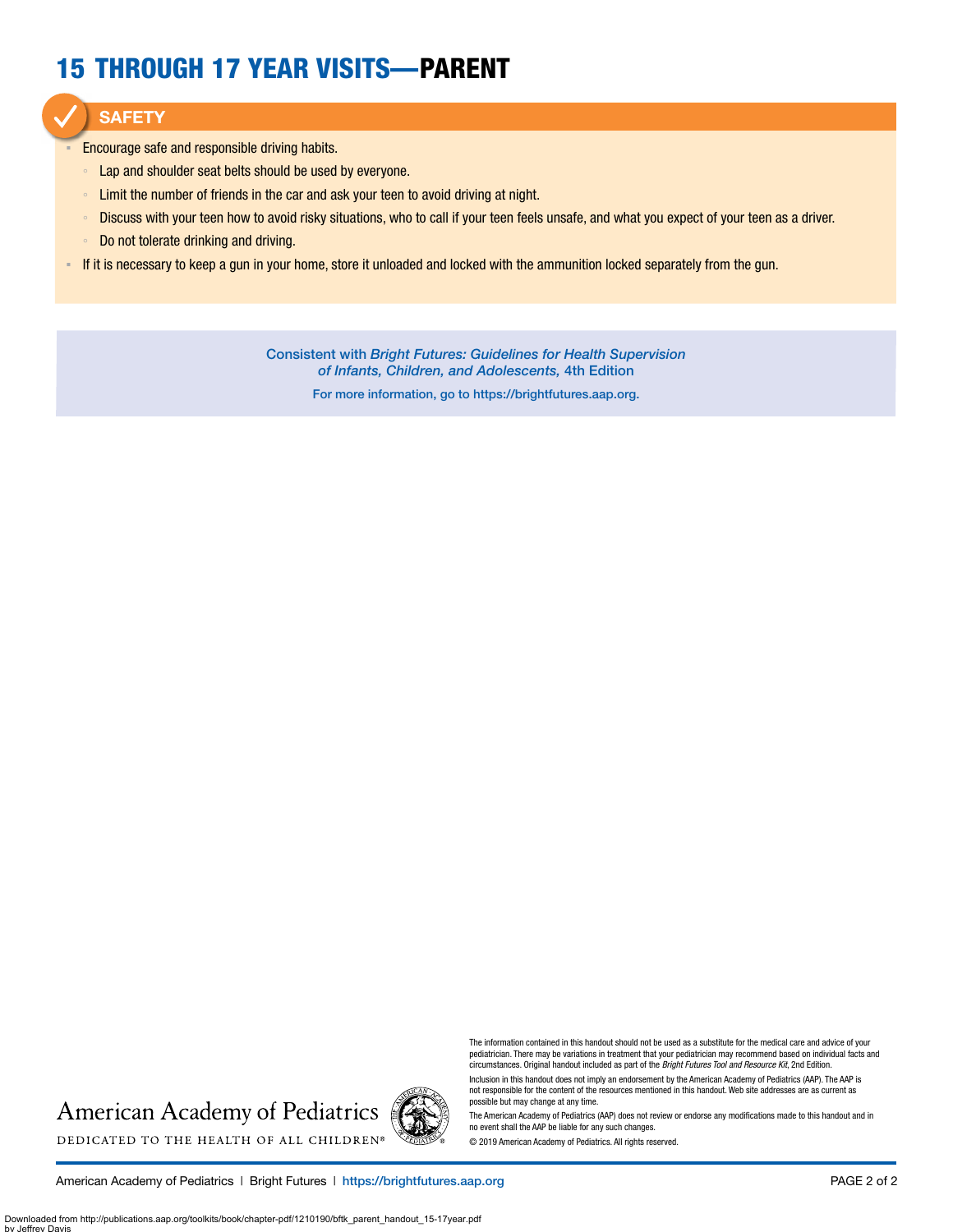## SAFETY

- Encourage safe and responsible driving habits.
  - Lap and shoulder seat belts should be used by everyone.
  - Limit the number of friends in the car and ask your teen to avoid driving at night.
  - Discuss with your teen how to avoid risky situations, who to call if your teen feels unsafe, and what you expect of your teen as a driver.
  - Do not tolerate drinking and driving.
- If it is necessary to keep a gun in your home, store it unloaded and locked with the ammunition locked separately from the gun.

Consistent with *Bright Futures: Guidelines for Health Supervision of Infants, Children, and Adolescents,* 4th Edition

For more information, go to https://brightfutures.aap.org.

American Academy of Pediatrics

DEDICATED TO THE HEALTH OF ALL CHILDREN®

The information contained in this handout should not be used as a substitute for the medical care and advice of your pediatrician. There may be variations in treatment that your pediatrician may recommend based on individual facts and circumstances. Original handout included as part of the *Bright Futures Tool and Resource Kit,* 2nd Edition.

Inclusion in this handout does not imply an endorsement by the American Academy of Pediatrics (AAP). The AAP is not responsible for the content of the resources mentioned in this handout. Web site addresses are as current as possible but may change at any time.

The American Academy of Pediatrics (AAP) does not review or endorse any modifications made to this handout and in no event shall the AAP be liable for any such changes.

© 2019 American Academy of Pediatrics. All rights reserved.